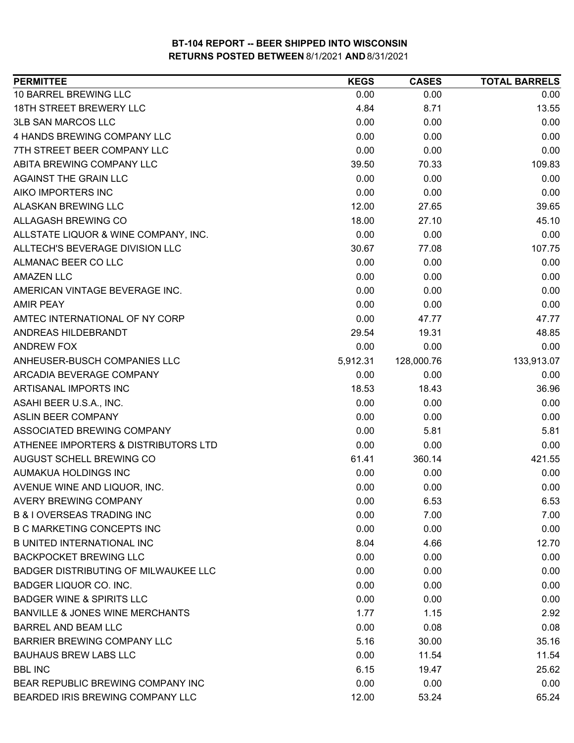# BT-104 REPORT -- BEER SHIPPED INTO WISCONSIN
## RETURNS POSTED BETWEEN 8/1/2021 AND 8/31/2021

| PERMITTEE | KEGS | CASES | TOTAL BARRELS |
|---|---|---|---|
| 10 BARREL BREWING LLC | 0.00 | 0.00 | 0.00 |
| 18TH STREET BREWERY LLC | 4.84 | 8.71 | 13.55 |
| 3LB SAN MARCOS LLC | 0.00 | 0.00 | 0.00 |
| 4 HANDS BREWING COMPANY LLC | 0.00 | 0.00 | 0.00 |
| 7TH STREET BEER COMPANY LLC | 0.00 | 0.00 | 0.00 |
| ABITA BREWING COMPANY LLC | 39.50 | 70.33 | 109.83 |
| AGAINST THE GRAIN LLC | 0.00 | 0.00 | 0.00 |
| AIKO IMPORTERS INC | 0.00 | 0.00 | 0.00 |
| ALASKAN BREWING LLC | 12.00 | 27.65 | 39.65 |
| ALLAGASH BREWING CO | 18.00 | 27.10 | 45.10 |
| ALLSTATE LIQUOR & WINE COMPANY, INC. | 0.00 | 0.00 | 0.00 |
| ALLTECH'S BEVERAGE DIVISION LLC | 30.67 | 77.08 | 107.75 |
| ALMANAC BEER CO LLC | 0.00 | 0.00 | 0.00 |
| AMAZEN LLC | 0.00 | 0.00 | 0.00 |
| AMERICAN VINTAGE BEVERAGE INC. | 0.00 | 0.00 | 0.00 |
| AMIR PEAY | 0.00 | 0.00 | 0.00 |
| AMTEC INTERNATIONAL OF NY CORP | 0.00 | 47.77 | 47.77 |
| ANDREAS HILDEBRANDT | 29.54 | 19.31 | 48.85 |
| ANDREW FOX | 0.00 | 0.00 | 0.00 |
| ANHEUSER-BUSCH COMPANIES LLC | 5,912.31 | 128,000.76 | 133,913.07 |
| ARCADIA BEVERAGE COMPANY | 0.00 | 0.00 | 0.00 |
| ARTISANAL IMPORTS INC | 18.53 | 18.43 | 36.96 |
| ASAHI BEER U.S.A., INC. | 0.00 | 0.00 | 0.00 |
| ASLIN BEER COMPANY | 0.00 | 0.00 | 0.00 |
| ASSOCIATED BREWING COMPANY | 0.00 | 5.81 | 5.81 |
| ATHENEE IMPORTERS & DISTRIBUTORS LTD | 0.00 | 0.00 | 0.00 |
| AUGUST SCHELL BREWING CO | 61.41 | 360.14 | 421.55 |
| AUMAKUA HOLDINGS INC | 0.00 | 0.00 | 0.00 |
| AVENUE WINE AND LIQUOR, INC. | 0.00 | 0.00 | 0.00 |
| AVERY BREWING COMPANY | 0.00 | 6.53 | 6.53 |
| B & I OVERSEAS TRADING INC | 0.00 | 7.00 | 7.00 |
| B C MARKETING CONCEPTS INC | 0.00 | 0.00 | 0.00 |
| B UNITED INTERNATIONAL INC | 8.04 | 4.66 | 12.70 |
| BACKPOCKET BREWING LLC | 0.00 | 0.00 | 0.00 |
| BADGER DISTRIBUTING OF MILWAUKEE LLC | 0.00 | 0.00 | 0.00 |
| BADGER LIQUOR CO. INC. | 0.00 | 0.00 | 0.00 |
| BADGER WINE & SPIRITS LLC | 0.00 | 0.00 | 0.00 |
| BANVILLE & JONES WINE MERCHANTS | 1.77 | 1.15 | 2.92 |
| BARREL AND BEAM LLC | 0.00 | 0.08 | 0.08 |
| BARRIER BREWING COMPANY LLC | 5.16 | 30.00 | 35.16 |
| BAUHAUS BREW LABS LLC | 0.00 | 11.54 | 11.54 |
| BBL INC | 6.15 | 19.47 | 25.62 |
| BEAR REPUBLIC BREWING COMPANY INC | 0.00 | 0.00 | 0.00 |
| BEARDED IRIS BREWING COMPANY LLC | 12.00 | 53.24 | 65.24 |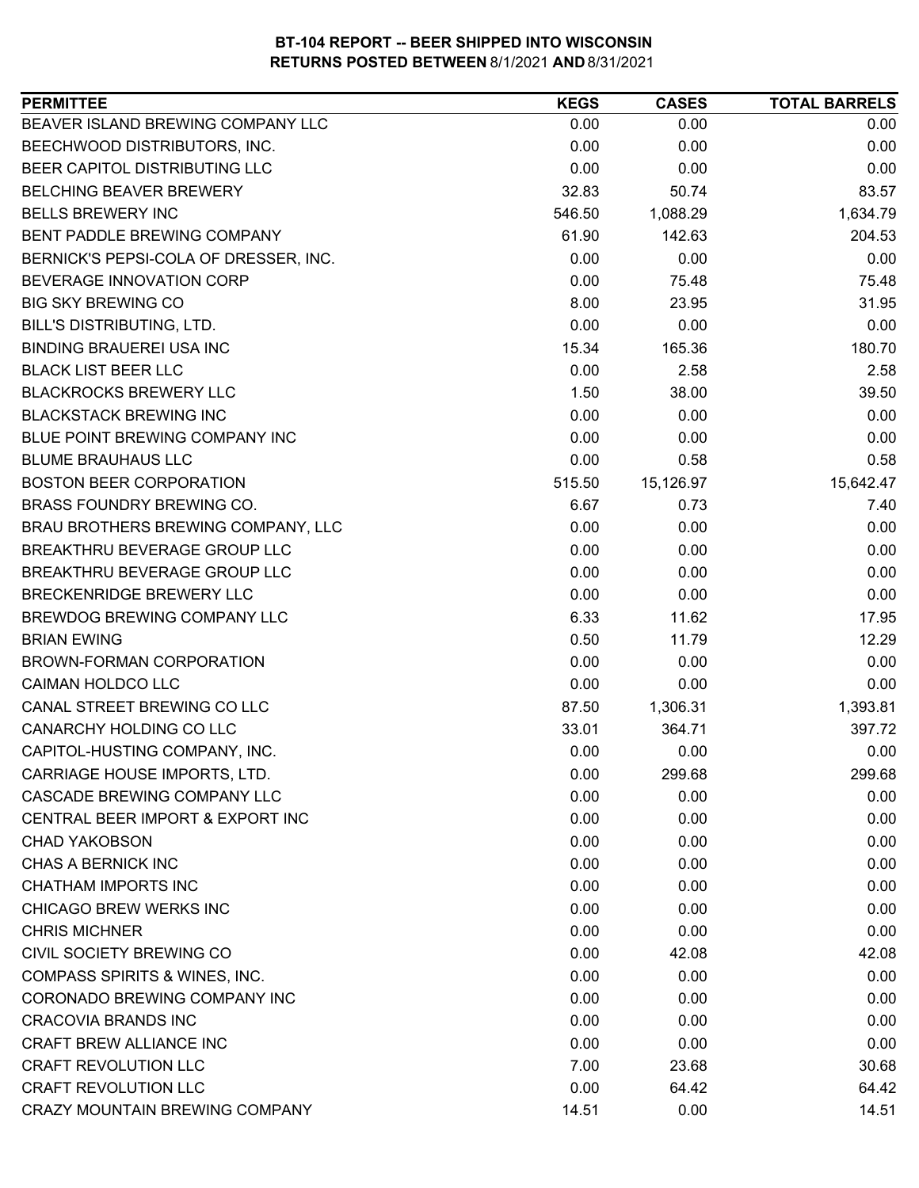# BT-104 REPORT -- BEER SHIPPED INTO WISCONSIN
## RETURNS POSTED BETWEEN 8/1/2021 AND 8/31/2021

| PERMITTEE | KEGS | CASES | TOTAL BARRELS |
|---|---|---|---|
| BEAVER ISLAND BREWING COMPANY LLC | 0.00 | 0.00 | 0.00 |
| BEECHWOOD DISTRIBUTORS, INC. | 0.00 | 0.00 | 0.00 |
| BEER CAPITOL DISTRIBUTING LLC | 0.00 | 0.00 | 0.00 |
| BELCHING BEAVER BREWERY | 32.83 | 50.74 | 83.57 |
| BELLS BREWERY INC | 546.50 | 1,088.29 | 1,634.79 |
| BENT PADDLE BREWING COMPANY | 61.90 | 142.63 | 204.53 |
| BERNICK'S PEPSI-COLA OF DRESSER, INC. | 0.00 | 0.00 | 0.00 |
| BEVERAGE INNOVATION CORP | 0.00 | 75.48 | 75.48 |
| BIG SKY BREWING CO | 8.00 | 23.95 | 31.95 |
| BILL'S DISTRIBUTING, LTD. | 0.00 | 0.00 | 0.00 |
| BINDING BRAUEREI USA INC | 15.34 | 165.36 | 180.70 |
| BLACK LIST BEER LLC | 0.00 | 2.58 | 2.58 |
| BLACKROCKS BREWERY LLC | 1.50 | 38.00 | 39.50 |
| BLACKSTACK BREWING INC | 0.00 | 0.00 | 0.00 |
| BLUE POINT BREWING COMPANY INC | 0.00 | 0.00 | 0.00 |
| BLUME BRAUHAUS LLC | 0.00 | 0.58 | 0.58 |
| BOSTON BEER CORPORATION | 515.50 | 15,126.97 | 15,642.47 |
| BRASS FOUNDRY BREWING CO. | 6.67 | 0.73 | 7.40 |
| BRAU BROTHERS BREWING COMPANY, LLC | 0.00 | 0.00 | 0.00 |
| BREAKTHRU BEVERAGE GROUP LLC | 0.00 | 0.00 | 0.00 |
| BREAKTHRU BEVERAGE GROUP LLC | 0.00 | 0.00 | 0.00 |
| BRECKENRIDGE BREWERY LLC | 0.00 | 0.00 | 0.00 |
| BREWDOG BREWING COMPANY LLC | 6.33 | 11.62 | 17.95 |
| BRIAN EWING | 0.50 | 11.79 | 12.29 |
| BROWN-FORMAN CORPORATION | 0.00 | 0.00 | 0.00 |
| CAIMAN HOLDCO LLC | 0.00 | 0.00 | 0.00 |
| CANAL STREET BREWING CO LLC | 87.50 | 1,306.31 | 1,393.81 |
| CANARCHY HOLDING CO LLC | 33.01 | 364.71 | 397.72 |
| CAPITOL-HUSTING COMPANY, INC. | 0.00 | 0.00 | 0.00 |
| CARRIAGE HOUSE IMPORTS, LTD. | 0.00 | 299.68 | 299.68 |
| CASCADE BREWING COMPANY LLC | 0.00 | 0.00 | 0.00 |
| CENTRAL BEER IMPORT & EXPORT INC | 0.00 | 0.00 | 0.00 |
| CHAD YAKOBSON | 0.00 | 0.00 | 0.00 |
| CHAS A BERNICK INC | 0.00 | 0.00 | 0.00 |
| CHATHAM IMPORTS INC | 0.00 | 0.00 | 0.00 |
| CHICAGO BREW WERKS INC | 0.00 | 0.00 | 0.00 |
| CHRIS MICHNER | 0.00 | 0.00 | 0.00 |
| CIVIL SOCIETY BREWING CO | 0.00 | 42.08 | 42.08 |
| COMPASS SPIRITS & WINES, INC. | 0.00 | 0.00 | 0.00 |
| CORONADO BREWING COMPANY INC | 0.00 | 0.00 | 0.00 |
| CRACOVIA BRANDS INC | 0.00 | 0.00 | 0.00 |
| CRAFT BREW ALLIANCE INC | 0.00 | 0.00 | 0.00 |
| CRAFT REVOLUTION LLC | 7.00 | 23.68 | 30.68 |
| CRAFT REVOLUTION LLC | 0.00 | 64.42 | 64.42 |
| CRAZY MOUNTAIN BREWING COMPANY | 14.51 | 0.00 | 14.51 |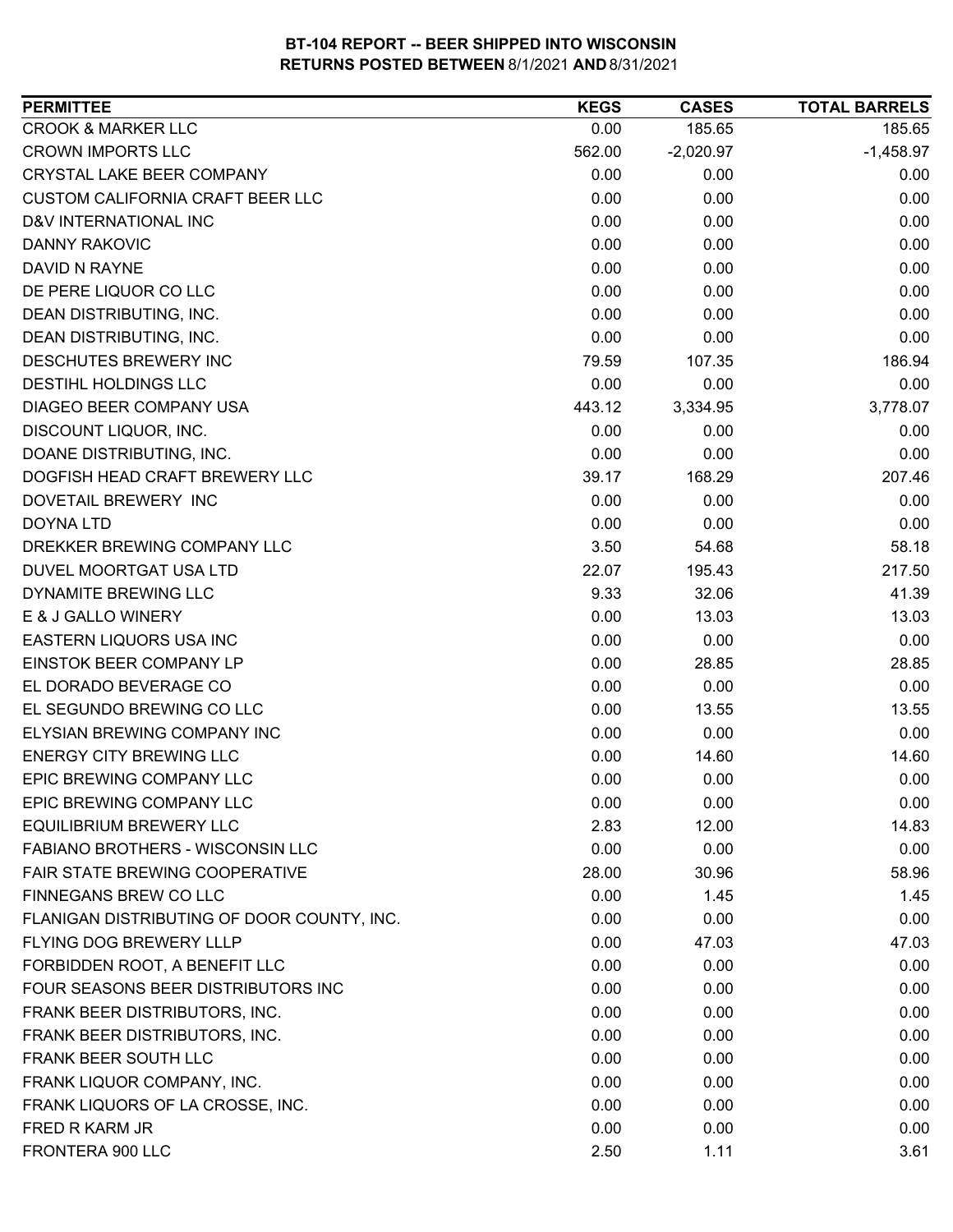# BT-104 REPORT -- BEER SHIPPED INTO WISCONSIN
## RETURNS POSTED BETWEEN 8/1/2021 AND 8/31/2021

| PERMITTEE | KEGS | CASES | TOTAL BARRELS |
|---|---|---|---|
| CROOK & MARKER LLC | 0.00 | 185.65 | 185.65 |
| CROWN IMPORTS LLC | 562.00 | -2,020.97 | -1,458.97 |
| CRYSTAL LAKE BEER COMPANY | 0.00 | 0.00 | 0.00 |
| CUSTOM CALIFORNIA CRAFT BEER LLC | 0.00 | 0.00 | 0.00 |
| D&V INTERNATIONAL INC | 0.00 | 0.00 | 0.00 |
| DANNY RAKOVIC | 0.00 | 0.00 | 0.00 |
| DAVID N RAYNE | 0.00 | 0.00 | 0.00 |
| DE PERE LIQUOR CO LLC | 0.00 | 0.00 | 0.00 |
| DEAN DISTRIBUTING, INC. | 0.00 | 0.00 | 0.00 |
| DEAN DISTRIBUTING, INC. | 0.00 | 0.00 | 0.00 |
| DESCHUTES BREWERY INC | 79.59 | 107.35 | 186.94 |
| DESTIHL HOLDINGS LLC | 0.00 | 0.00 | 0.00 |
| DIAGEO BEER COMPANY USA | 443.12 | 3,334.95 | 3,778.07 |
| DISCOUNT LIQUOR, INC. | 0.00 | 0.00 | 0.00 |
| DOANE DISTRIBUTING, INC. | 0.00 | 0.00 | 0.00 |
| DOGFISH HEAD CRAFT BREWERY LLC | 39.17 | 168.29 | 207.46 |
| DOVETAIL BREWERY INC | 0.00 | 0.00 | 0.00 |
| DOYNA LTD | 0.00 | 0.00 | 0.00 |
| DREKKER BREWING COMPANY LLC | 3.50 | 54.68 | 58.18 |
| DUVEL MOORTGAT USA LTD | 22.07 | 195.43 | 217.50 |
| DYNAMITE BREWING LLC | 9.33 | 32.06 | 41.39 |
| E & J GALLO WINERY | 0.00 | 13.03 | 13.03 |
| EASTERN LIQUORS USA INC | 0.00 | 0.00 | 0.00 |
| EINSTOK BEER COMPANY LP | 0.00 | 28.85 | 28.85 |
| EL DORADO BEVERAGE CO | 0.00 | 0.00 | 0.00 |
| EL SEGUNDO BREWING CO LLC | 0.00 | 13.55 | 13.55 |
| ELYSIAN BREWING COMPANY INC | 0.00 | 0.00 | 0.00 |
| ENERGY CITY BREWING LLC | 0.00 | 14.60 | 14.60 |
| EPIC BREWING COMPANY LLC | 0.00 | 0.00 | 0.00 |
| EPIC BREWING COMPANY LLC | 0.00 | 0.00 | 0.00 |
| EQUILIBRIUM BREWERY LLC | 2.83 | 12.00 | 14.83 |
| FABIANO BROTHERS - WISCONSIN LLC | 0.00 | 0.00 | 0.00 |
| FAIR STATE BREWING COOPERATIVE | 28.00 | 30.96 | 58.96 |
| FINNEGANS BREW CO LLC | 0.00 | 1.45 | 1.45 |
| FLANIGAN DISTRIBUTING OF DOOR COUNTY, INC. | 0.00 | 0.00 | 0.00 |
| FLYING DOG BREWERY LLLP | 0.00 | 47.03 | 47.03 |
| FORBIDDEN ROOT, A BENEFIT LLC | 0.00 | 0.00 | 0.00 |
| FOUR SEASONS BEER DISTRIBUTORS INC | 0.00 | 0.00 | 0.00 |
| FRANK BEER DISTRIBUTORS, INC. | 0.00 | 0.00 | 0.00 |
| FRANK BEER DISTRIBUTORS, INC. | 0.00 | 0.00 | 0.00 |
| FRANK BEER SOUTH LLC | 0.00 | 0.00 | 0.00 |
| FRANK LIQUOR COMPANY, INC. | 0.00 | 0.00 | 0.00 |
| FRANK LIQUORS OF LA CROSSE, INC. | 0.00 | 0.00 | 0.00 |
| FRED R KARM JR | 0.00 | 0.00 | 0.00 |
| FRONTERA 900 LLC | 2.50 | 1.11 | 3.61 |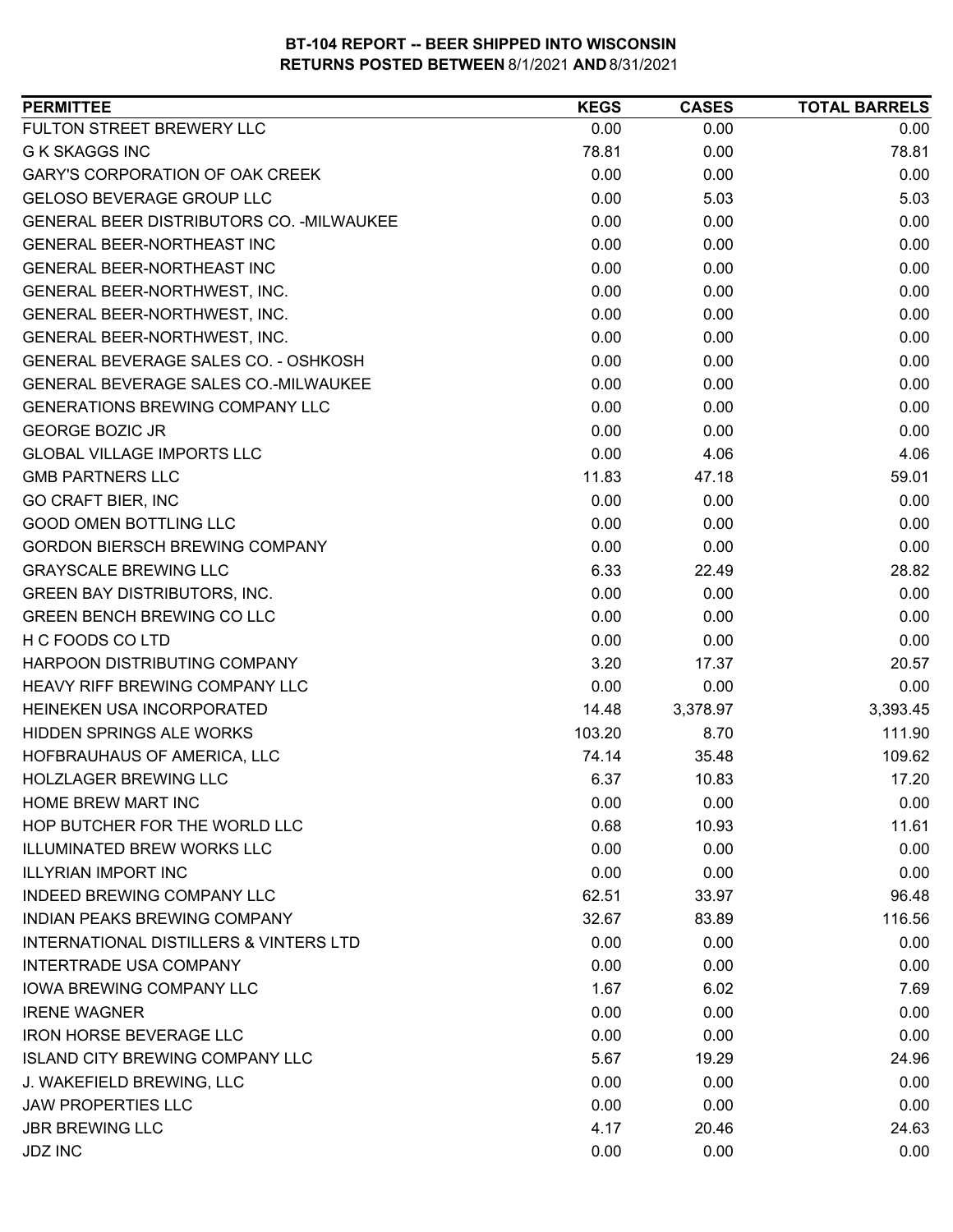# BT-104 REPORT -- BEER SHIPPED INTO WISCONSIN
## RETURNS POSTED BETWEEN 8/1/2021 AND 8/31/2021

| PERMITTEE | KEGS | CASES | TOTAL BARRELS |
|---|---|---|---|
| FULTON STREET BREWERY LLC | 0.00 | 0.00 | 0.00 |
| G K SKAGGS INC | 78.81 | 0.00 | 78.81 |
| GARY'S CORPORATION OF OAK CREEK | 0.00 | 0.00 | 0.00 |
| GELOSO BEVERAGE GROUP LLC | 0.00 | 5.03 | 5.03 |
| GENERAL BEER DISTRIBUTORS CO. -MILWAUKEE | 0.00 | 0.00 | 0.00 |
| GENERAL BEER-NORTHEAST INC | 0.00 | 0.00 | 0.00 |
| GENERAL BEER-NORTHEAST INC | 0.00 | 0.00 | 0.00 |
| GENERAL BEER-NORTHWEST, INC. | 0.00 | 0.00 | 0.00 |
| GENERAL BEER-NORTHWEST, INC. | 0.00 | 0.00 | 0.00 |
| GENERAL BEER-NORTHWEST, INC. | 0.00 | 0.00 | 0.00 |
| GENERAL BEVERAGE SALES CO. - OSHKOSH | 0.00 | 0.00 | 0.00 |
| GENERAL BEVERAGE SALES CO.-MILWAUKEE | 0.00 | 0.00 | 0.00 |
| GENERATIONS BREWING COMPANY LLC | 0.00 | 0.00 | 0.00 |
| GEORGE BOZIC JR | 0.00 | 0.00 | 0.00 |
| GLOBAL VILLAGE IMPORTS LLC | 0.00 | 4.06 | 4.06 |
| GMB PARTNERS LLC | 11.83 | 47.18 | 59.01 |
| GO CRAFT BIER, INC | 0.00 | 0.00 | 0.00 |
| GOOD OMEN BOTTLING LLC | 0.00 | 0.00 | 0.00 |
| GORDON BIERSCH BREWING COMPANY | 0.00 | 0.00 | 0.00 |
| GRAYSCALE BREWING LLC | 6.33 | 22.49 | 28.82 |
| GREEN BAY DISTRIBUTORS, INC. | 0.00 | 0.00 | 0.00 |
| GREEN BENCH BREWING CO LLC | 0.00 | 0.00 | 0.00 |
| H C FOODS CO LTD | 0.00 | 0.00 | 0.00 |
| HARPOON DISTRIBUTING COMPANY | 3.20 | 17.37 | 20.57 |
| HEAVY RIFF BREWING COMPANY LLC | 0.00 | 0.00 | 0.00 |
| HEINEKEN USA INCORPORATED | 14.48 | 3,378.97 | 3,393.45 |
| HIDDEN SPRINGS ALE WORKS | 103.20 | 8.70 | 111.90 |
| HOFBRAUHAUS OF AMERICA, LLC | 74.14 | 35.48 | 109.62 |
| HOLZLAGER BREWING LLC | 6.37 | 10.83 | 17.20 |
| HOME BREW MART INC | 0.00 | 0.00 | 0.00 |
| HOP BUTCHER FOR THE WORLD LLC | 0.68 | 10.93 | 11.61 |
| ILLUMINATED BREW WORKS LLC | 0.00 | 0.00 | 0.00 |
| ILLYRIAN IMPORT INC | 0.00 | 0.00 | 0.00 |
| INDEED BREWING COMPANY LLC | 62.51 | 33.97 | 96.48 |
| INDIAN PEAKS BREWING COMPANY | 32.67 | 83.89 | 116.56 |
| INTERNATIONAL DISTILLERS & VINTERS LTD | 0.00 | 0.00 | 0.00 |
| INTERTRADE USA COMPANY | 0.00 | 0.00 | 0.00 |
| IOWA BREWING COMPANY LLC | 1.67 | 6.02 | 7.69 |
| IRENE WAGNER | 0.00 | 0.00 | 0.00 |
| IRON HORSE BEVERAGE LLC | 0.00 | 0.00 | 0.00 |
| ISLAND CITY BREWING COMPANY LLC | 5.67 | 19.29 | 24.96 |
| J. WAKEFIELD BREWING, LLC | 0.00 | 0.00 | 0.00 |
| JAW PROPERTIES LLC | 0.00 | 0.00 | 0.00 |
| JBR BREWING LLC | 4.17 | 20.46 | 24.63 |
| JDZ INC | 0.00 | 0.00 | 0.00 |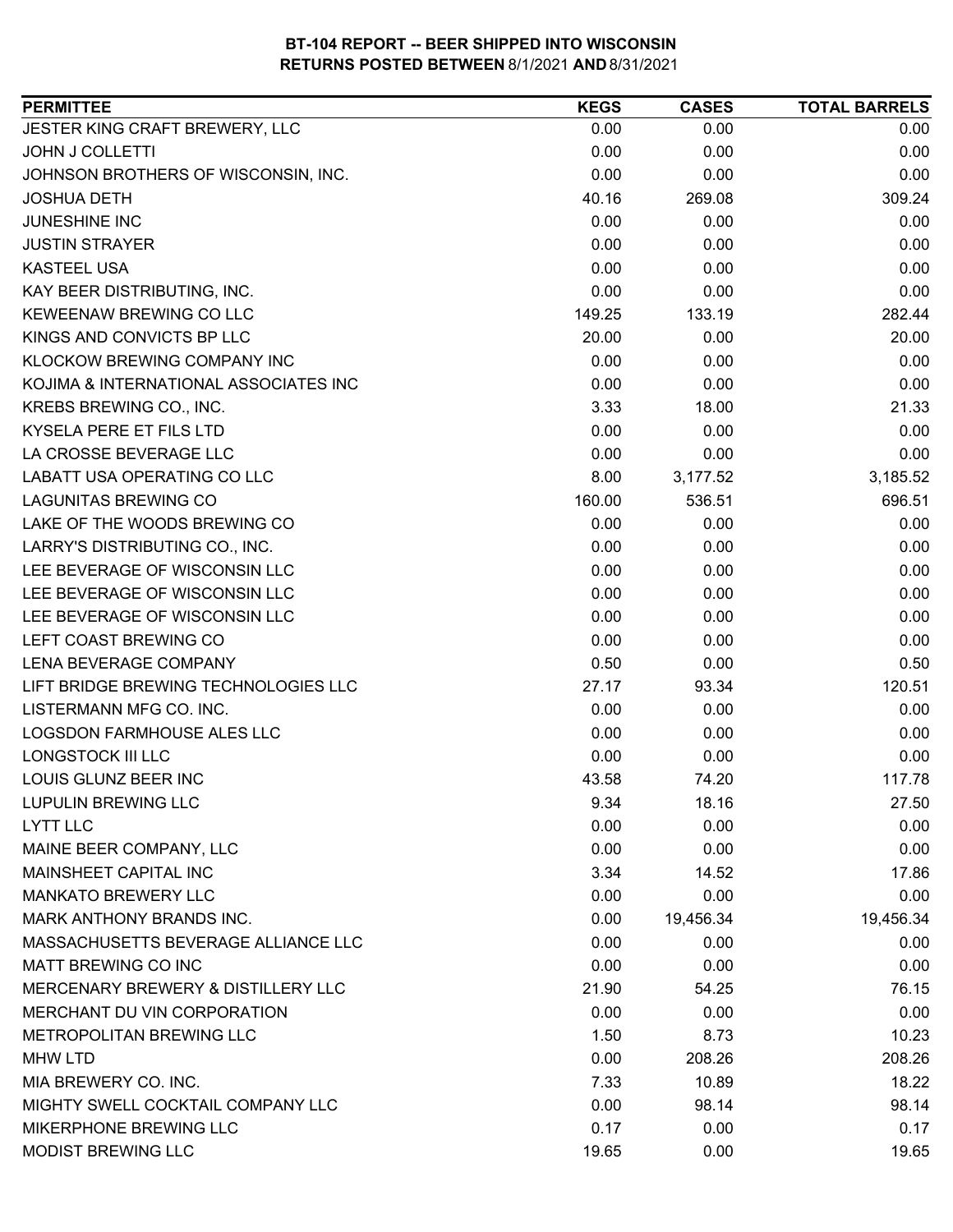# BT-104 REPORT -- BEER SHIPPED INTO WISCONSIN
## RETURNS POSTED BETWEEN 8/1/2021 AND 8/31/2021

| PERMITTEE | KEGS | CASES | TOTAL BARRELS |
|---|---|---|---|
| JESTER KING CRAFT BREWERY, LLC | 0.00 | 0.00 | 0.00 |
| JOHN J COLLETTI | 0.00 | 0.00 | 0.00 |
| JOHNSON BROTHERS OF WISCONSIN, INC. | 0.00 | 0.00 | 0.00 |
| JOSHUA DETH | 40.16 | 269.08 | 309.24 |
| JUNESHINE INC | 0.00 | 0.00 | 0.00 |
| JUSTIN STRAYER | 0.00 | 0.00 | 0.00 |
| KASTEEL USA | 0.00 | 0.00 | 0.00 |
| KAY BEER DISTRIBUTING, INC. | 0.00 | 0.00 | 0.00 |
| KEWEENAW BREWING CO LLC | 149.25 | 133.19 | 282.44 |
| KINGS AND CONVICTS BP LLC | 20.00 | 0.00 | 20.00 |
| KLOCKOW BREWING COMPANY INC | 0.00 | 0.00 | 0.00 |
| KOJIMA & INTERNATIONAL ASSOCIATES INC | 0.00 | 0.00 | 0.00 |
| KREBS BREWING CO., INC. | 3.33 | 18.00 | 21.33 |
| KYSELA PERE ET FILS LTD | 0.00 | 0.00 | 0.00 |
| LA CROSSE BEVERAGE LLC | 0.00 | 0.00 | 0.00 |
| LABATT USA OPERATING CO LLC | 8.00 | 3,177.52 | 3,185.52 |
| LAGUNITAS BREWING CO | 160.00 | 536.51 | 696.51 |
| LAKE OF THE WOODS BREWING CO | 0.00 | 0.00 | 0.00 |
| LARRY'S DISTRIBUTING CO., INC. | 0.00 | 0.00 | 0.00 |
| LEE BEVERAGE OF WISCONSIN LLC | 0.00 | 0.00 | 0.00 |
| LEE BEVERAGE OF WISCONSIN LLC | 0.00 | 0.00 | 0.00 |
| LEE BEVERAGE OF WISCONSIN LLC | 0.00 | 0.00 | 0.00 |
| LEFT COAST BREWING CO | 0.00 | 0.00 | 0.00 |
| LENA BEVERAGE COMPANY | 0.50 | 0.00 | 0.50 |
| LIFT BRIDGE BREWING TECHNOLOGIES LLC | 27.17 | 93.34 | 120.51 |
| LISTERMANN MFG CO. INC. | 0.00 | 0.00 | 0.00 |
| LOGSDON FARMHOUSE ALES LLC | 0.00 | 0.00 | 0.00 |
| LONGSTOCK III LLC | 0.00 | 0.00 | 0.00 |
| LOUIS GLUNZ BEER INC | 43.58 | 74.20 | 117.78 |
| LUPULIN BREWING LLC | 9.34 | 18.16 | 27.50 |
| LYTT LLC | 0.00 | 0.00 | 0.00 |
| MAINE BEER COMPANY, LLC | 0.00 | 0.00 | 0.00 |
| MAINSHEET CAPITAL INC | 3.34 | 14.52 | 17.86 |
| MANKATO BREWERY LLC | 0.00 | 0.00 | 0.00 |
| MARK ANTHONY BRANDS INC. | 0.00 | 19,456.34 | 19,456.34 |
| MASSACHUSETTS BEVERAGE ALLIANCE LLC | 0.00 | 0.00 | 0.00 |
| MATT BREWING CO INC | 0.00 | 0.00 | 0.00 |
| MERCENARY BREWERY & DISTILLERY LLC | 21.90 | 54.25 | 76.15 |
| MERCHANT DU VIN CORPORATION | 0.00 | 0.00 | 0.00 |
| METROPOLITAN BREWING LLC | 1.50 | 8.73 | 10.23 |
| MHW LTD | 0.00 | 208.26 | 208.26 |
| MIA BREWERY CO. INC. | 7.33 | 10.89 | 18.22 |
| MIGHTY SWELL COCKTAIL COMPANY LLC | 0.00 | 98.14 | 98.14 |
| MIKERPHONE BREWING LLC | 0.17 | 0.00 | 0.17 |
| MODIST BREWING LLC | 19.65 | 0.00 | 19.65 |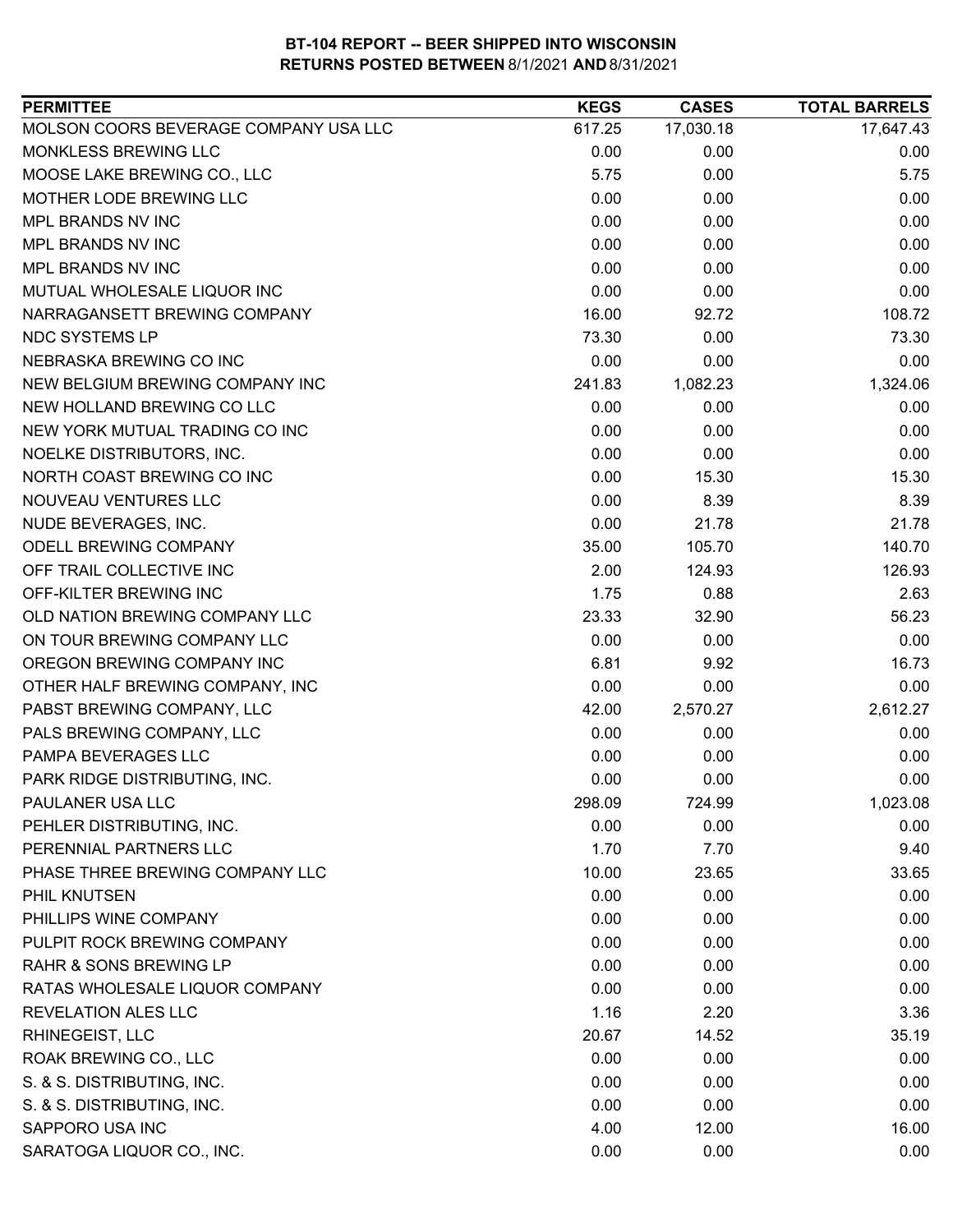**BT-104 REPORT -- BEER SHIPPED INTO WISCONSIN**
**RETURNS POSTED BETWEEN 8/1/2021 AND 8/31/2021**

| PERMITTEE | KEGS | CASES | TOTAL BARRELS |
|---|---|---|---|
| MOLSON COORS BEVERAGE COMPANY USA LLC | 617.25 | 17,030.18 | 17,647.43 |
| MONKLESS BREWING LLC | 0.00 | 0.00 | 0.00 |
| MOOSE LAKE BREWING CO., LLC | 5.75 | 0.00 | 5.75 |
| MOTHER LODE BREWING LLC | 0.00 | 0.00 | 0.00 |
| MPL BRANDS NV INC | 0.00 | 0.00 | 0.00 |
| MPL BRANDS NV INC | 0.00 | 0.00 | 0.00 |
| MPL BRANDS NV INC | 0.00 | 0.00 | 0.00 |
| MUTUAL WHOLESALE LIQUOR INC | 0.00 | 0.00 | 0.00 |
| NARRAGANSETT BREWING COMPANY | 16.00 | 92.72 | 108.72 |
| NDC SYSTEMS LP | 73.30 | 0.00 | 73.30 |
| NEBRASKA BREWING CO INC | 0.00 | 0.00 | 0.00 |
| NEW BELGIUM BREWING COMPANY INC | 241.83 | 1,082.23 | 1,324.06 |
| NEW HOLLAND BREWING CO LLC | 0.00 | 0.00 | 0.00 |
| NEW YORK MUTUAL TRADING CO INC | 0.00 | 0.00 | 0.00 |
| NOELKE DISTRIBUTORS, INC. | 0.00 | 0.00 | 0.00 |
| NORTH COAST BREWING CO INC | 0.00 | 15.30 | 15.30 |
| NOUVEAU VENTURES LLC | 0.00 | 8.39 | 8.39 |
| NUDE BEVERAGES, INC. | 0.00 | 21.78 | 21.78 |
| ODELL BREWING COMPANY | 35.00 | 105.70 | 140.70 |
| OFF TRAIL COLLECTIVE INC | 2.00 | 124.93 | 126.93 |
| OFF-KILTER BREWING INC | 1.75 | 0.88 | 2.63 |
| OLD NATION BREWING COMPANY LLC | 23.33 | 32.90 | 56.23 |
| ON TOUR BREWING COMPANY LLC | 0.00 | 0.00 | 0.00 |
| OREGON BREWING COMPANY INC | 6.81 | 9.92 | 16.73 |
| OTHER HALF BREWING COMPANY, INC | 0.00 | 0.00 | 0.00 |
| PABST BREWING COMPANY, LLC | 42.00 | 2,570.27 | 2,612.27 |
| PALS BREWING COMPANY, LLC | 0.00 | 0.00 | 0.00 |
| PAMPA BEVERAGES LLC | 0.00 | 0.00 | 0.00 |
| PARK RIDGE DISTRIBUTING, INC. | 0.00 | 0.00 | 0.00 |
| PAULANER USA LLC | 298.09 | 724.99 | 1,023.08 |
| PEHLER DISTRIBUTING, INC. | 0.00 | 0.00 | 0.00 |
| PERENNIAL PARTNERS LLC | 1.70 | 7.70 | 9.40 |
| PHASE THREE BREWING COMPANY LLC | 10.00 | 23.65 | 33.65 |
| PHIL KNUTSEN | 0.00 | 0.00 | 0.00 |
| PHILLIPS WINE COMPANY | 0.00 | 0.00 | 0.00 |
| PULPIT ROCK BREWING COMPANY | 0.00 | 0.00 | 0.00 |
| RAHR & SONS BREWING LP | 0.00 | 0.00 | 0.00 |
| RATAS WHOLESALE LIQUOR COMPANY | 0.00 | 0.00 | 0.00 |
| REVELATION ALES LLC | 1.16 | 2.20 | 3.36 |
| RHINEGEIST, LLC | 20.67 | 14.52 | 35.19 |
| ROAK BREWING CO., LLC | 0.00 | 0.00 | 0.00 |
| S. & S. DISTRIBUTING, INC. | 0.00 | 0.00 | 0.00 |
| S. & S. DISTRIBUTING, INC. | 0.00 | 0.00 | 0.00 |
| SAPPORO USA INC | 4.00 | 12.00 | 16.00 |
| SARATOGA LIQUOR CO., INC. | 0.00 | 0.00 | 0.00 |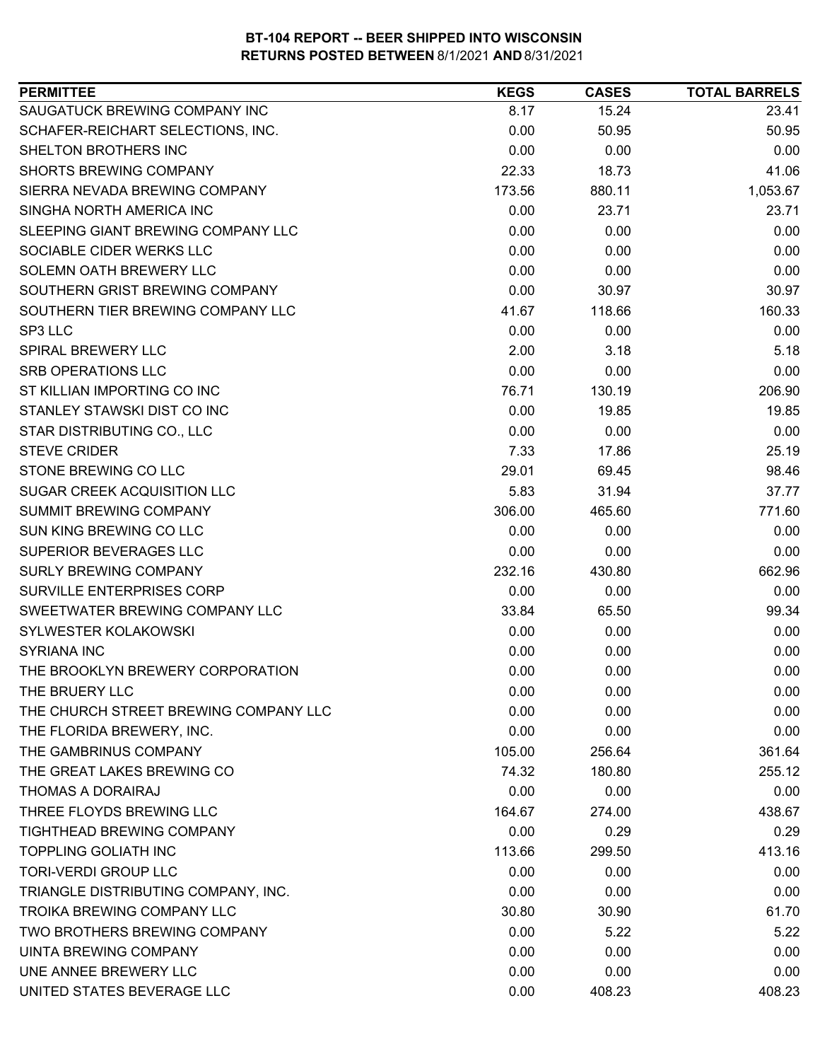# BT-104 REPORT -- BEER SHIPPED INTO WISCONSIN
## RETURNS POSTED BETWEEN 8/1/2021 AND 8/31/2021

| PERMITTEE | KEGS | CASES | TOTAL BARRELS |
|---|---|---|---|
| SAUGATUCK BREWING COMPANY INC | 8.17 | 15.24 | 23.41 |
| SCHAFER-REICHART SELECTIONS, INC. | 0.00 | 50.95 | 50.95 |
| SHELTON BROTHERS INC | 0.00 | 0.00 | 0.00 |
| SHORTS BREWING COMPANY | 22.33 | 18.73 | 41.06 |
| SIERRA NEVADA BREWING COMPANY | 173.56 | 880.11 | 1,053.67 |
| SINGHA NORTH AMERICA INC | 0.00 | 23.71 | 23.71 |
| SLEEPING GIANT BREWING COMPANY LLC | 0.00 | 0.00 | 0.00 |
| SOCIABLE CIDER WERKS LLC | 0.00 | 0.00 | 0.00 |
| SOLEMN OATH BREWERY LLC | 0.00 | 0.00 | 0.00 |
| SOUTHERN GRIST BREWING COMPANY | 0.00 | 30.97 | 30.97 |
| SOUTHERN TIER BREWING COMPANY LLC | 41.67 | 118.66 | 160.33 |
| SP3 LLC | 0.00 | 0.00 | 0.00 |
| SPIRAL BREWERY LLC | 2.00 | 3.18 | 5.18 |
| SRB OPERATIONS LLC | 0.00 | 0.00 | 0.00 |
| ST KILLIAN IMPORTING CO INC | 76.71 | 130.19 | 206.90 |
| STANLEY STAWSKI DIST CO INC | 0.00 | 19.85 | 19.85 |
| STAR DISTRIBUTING CO., LLC | 0.00 | 0.00 | 0.00 |
| STEVE CRIDER | 7.33 | 17.86 | 25.19 |
| STONE BREWING CO LLC | 29.01 | 69.45 | 98.46 |
| SUGAR CREEK ACQUISITION LLC | 5.83 | 31.94 | 37.77 |
| SUMMIT BREWING COMPANY | 306.00 | 465.60 | 771.60 |
| SUN KING BREWING CO LLC | 0.00 | 0.00 | 0.00 |
| SUPERIOR BEVERAGES LLC | 0.00 | 0.00 | 0.00 |
| SURLY BREWING COMPANY | 232.16 | 430.80 | 662.96 |
| SURVILLE ENTERPRISES CORP | 0.00 | 0.00 | 0.00 |
| SWEETWATER BREWING COMPANY LLC | 33.84 | 65.50 | 99.34 |
| SYLWESTER KOLAKOWSKI | 0.00 | 0.00 | 0.00 |
| SYRIANA INC | 0.00 | 0.00 | 0.00 |
| THE BROOKLYN BREWERY CORPORATION | 0.00 | 0.00 | 0.00 |
| THE BRUERY LLC | 0.00 | 0.00 | 0.00 |
| THE CHURCH STREET BREWING COMPANY LLC | 0.00 | 0.00 | 0.00 |
| THE FLORIDA BREWERY, INC. | 0.00 | 0.00 | 0.00 |
| THE GAMBRINUS COMPANY | 105.00 | 256.64 | 361.64 |
| THE GREAT LAKES BREWING CO | 74.32 | 180.80 | 255.12 |
| THOMAS A DORAIRAJ | 0.00 | 0.00 | 0.00 |
| THREE FLOYDS BREWING LLC | 164.67 | 274.00 | 438.67 |
| TIGHTHEAD BREWING COMPANY | 0.00 | 0.29 | 0.29 |
| TOPPLING GOLIATH INC | 113.66 | 299.50 | 413.16 |
| TORI-VERDI GROUP LLC | 0.00 | 0.00 | 0.00 |
| TRIANGLE DISTRIBUTING COMPANY, INC. | 0.00 | 0.00 | 0.00 |
| TROIKA BREWING COMPANY LLC | 30.80 | 30.90 | 61.70 |
| TWO BROTHERS BREWING COMPANY | 0.00 | 5.22 | 5.22 |
| UINTA BREWING COMPANY | 0.00 | 0.00 | 0.00 |
| UNE ANNEE BREWERY LLC | 0.00 | 0.00 | 0.00 |
| UNITED STATES BEVERAGE LLC | 0.00 | 408.23 | 408.23 |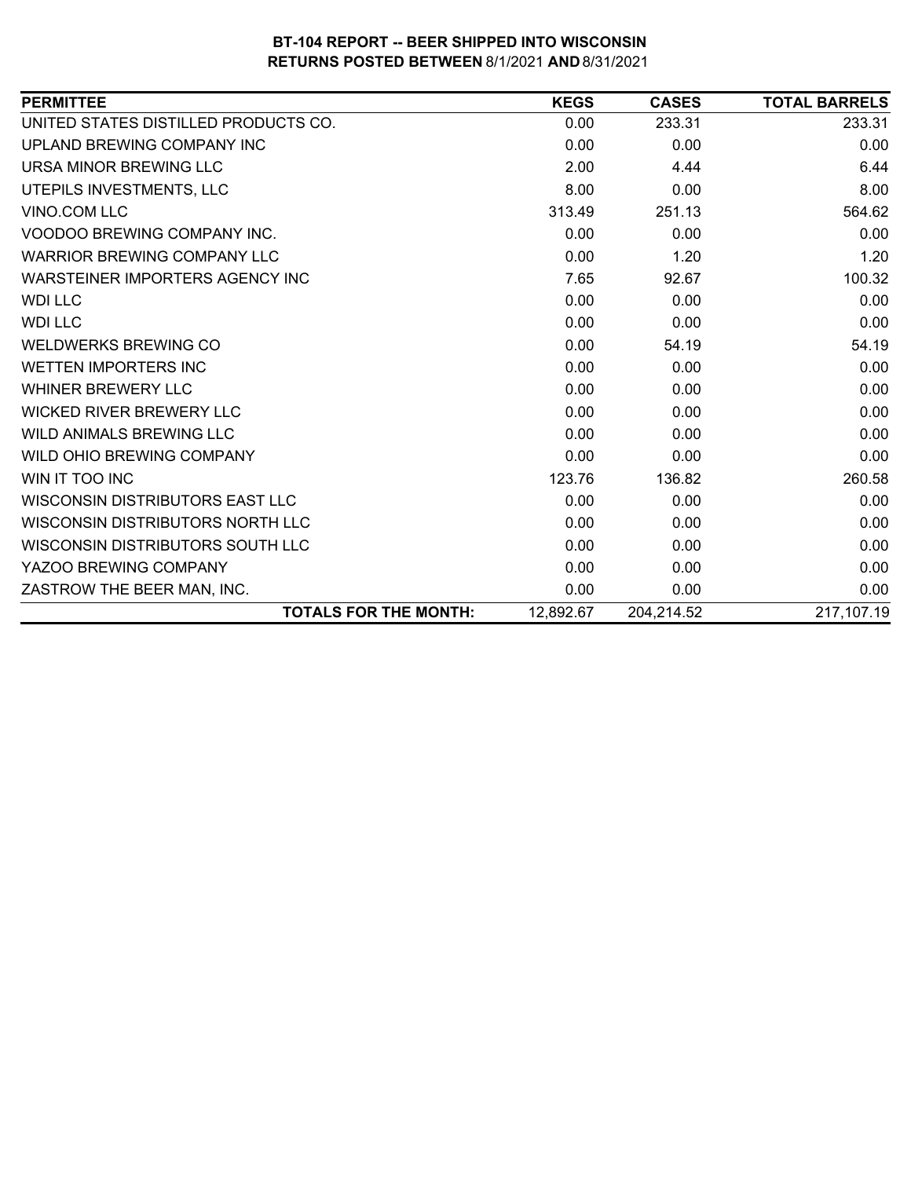**BT-104 REPORT -- BEER SHIPPED INTO WISCONSIN**
**RETURNS POSTED BETWEEN** 8/1/2021 **AND** 8/31/2021

| PERMITTEE | KEGS | CASES | TOTAL BARRELS |
|---|---|---|---|
| UNITED STATES DISTILLED PRODUCTS CO. | 0.00 | 233.31 | 233.31 |
| UPLAND BREWING COMPANY INC | 0.00 | 0.00 | 0.00 |
| URSA MINOR BREWING LLC | 2.00 | 4.44 | 6.44 |
| UTEPILS INVESTMENTS, LLC | 8.00 | 0.00 | 8.00 |
| VINO.COM LLC | 313.49 | 251.13 | 564.62 |
| VOODOO BREWING COMPANY INC. | 0.00 | 0.00 | 0.00 |
| WARRIOR BREWING COMPANY LLC | 0.00 | 1.20 | 1.20 |
| WARSTEINER IMPORTERS AGENCY INC | 7.65 | 92.67 | 100.32 |
| WDI LLC | 0.00 | 0.00 | 0.00 |
| WDI LLC | 0.00 | 0.00 | 0.00 |
| WELDWERKS BREWING CO | 0.00 | 54.19 | 54.19 |
| WETTEN IMPORTERS INC | 0.00 | 0.00 | 0.00 |
| WHINER BREWERY LLC | 0.00 | 0.00 | 0.00 |
| WICKED RIVER BREWERY LLC | 0.00 | 0.00 | 0.00 |
| WILD ANIMALS BREWING LLC | 0.00 | 0.00 | 0.00 |
| WILD OHIO BREWING COMPANY | 0.00 | 0.00 | 0.00 |
| WIN IT TOO INC | 123.76 | 136.82 | 260.58 |
| WISCONSIN DISTRIBUTORS EAST LLC | 0.00 | 0.00 | 0.00 |
| WISCONSIN DISTRIBUTORS NORTH LLC | 0.00 | 0.00 | 0.00 |
| WISCONSIN DISTRIBUTORS SOUTH LLC | 0.00 | 0.00 | 0.00 |
| YAZOO BREWING COMPANY | 0.00 | 0.00 | 0.00 |
| ZASTROW THE BEER MAN, INC. | 0.00 | 0.00 | 0.00 |
| **TOTALS FOR THE MONTH:** | 12,892.67 | 204,214.52 | 217,107.19 |